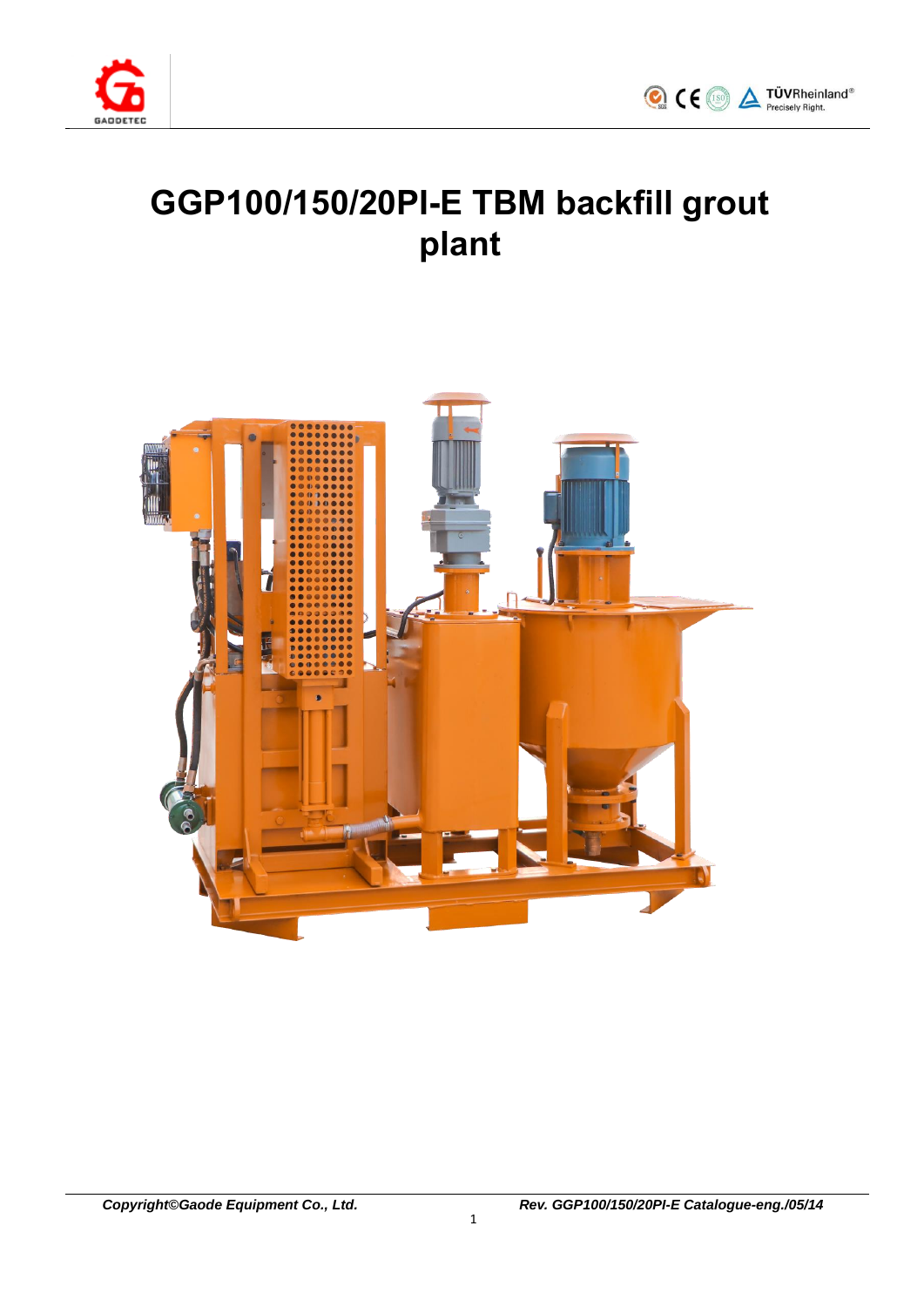# GGP100/150/20PI-E TBM backfill grout plant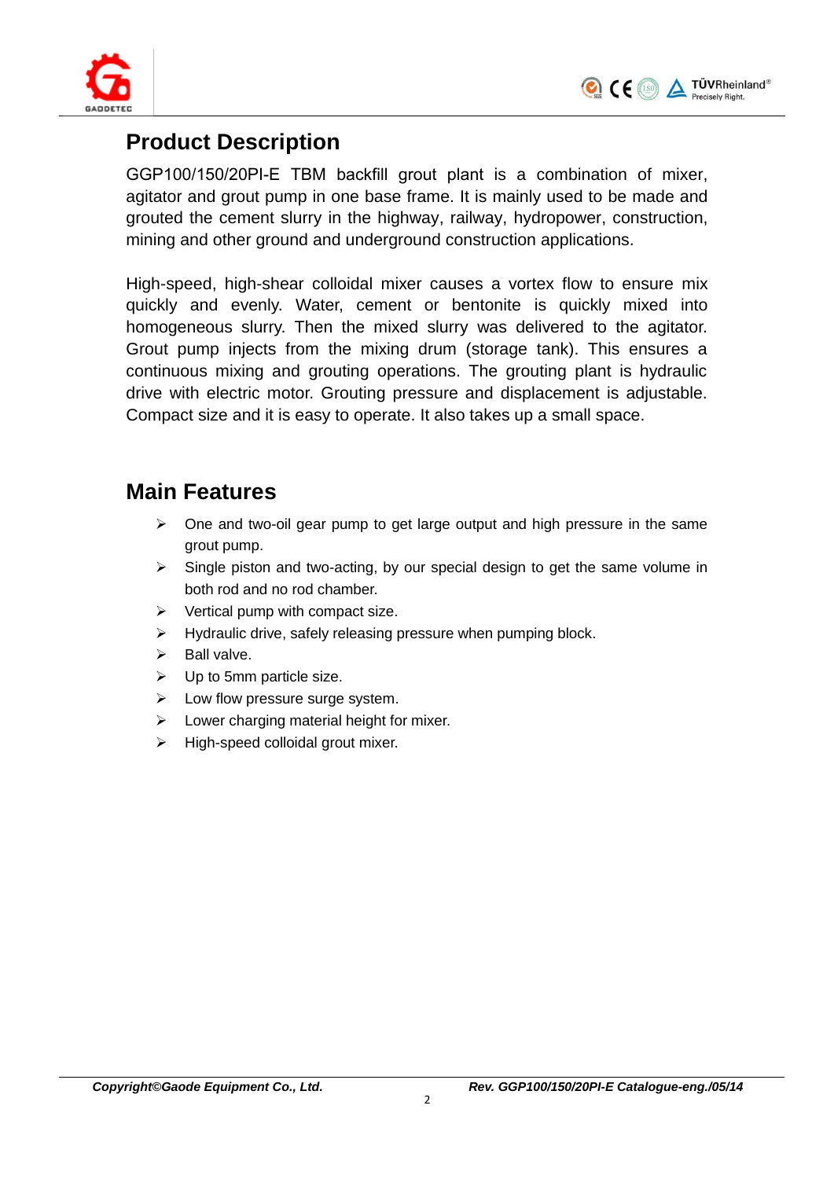## Product Description

GGP100/150/20PI-E TBM backfill grout plant is a combination of mixer, agitator and grout pump in one base frame. It is mainly used to be made and grouted the cement slurry in the highway, railway, hydropower, construction, mining and other ground and underground construction applications.

High-speed, high-shear colloidal mixer causes a vortex flow to ensure mix quickly and evenly. Water, cement or bentonite is quickly mixed into homogeneous slurry. Then the mixed slurry was delivered to the agitator. Grout pump injects from the mixing drum (storage tank). This ensures a continuous mixing and grouting operations. The grouting plant is hydraulic drive with electric motor. Grouting pressure and displacement is adjustable. Compact size and it is easy to operate. It also takes up a small space.

## Main Features

- One and two-oil gear pump to get large output and high pressure in the same grout pump.
- Single piston and two-acting, by our special design to get the same volume in both rod and no rod chamber.
- Vertical pump with compact size.
- Hydraulic drive, safely releasing pressure when pumping block.
- Ball valve.
- Up to 5mm particle size.
- Low flow pressure surge system.
- Lower charging material height for mixer.
- High-speed colloidal grout mixer.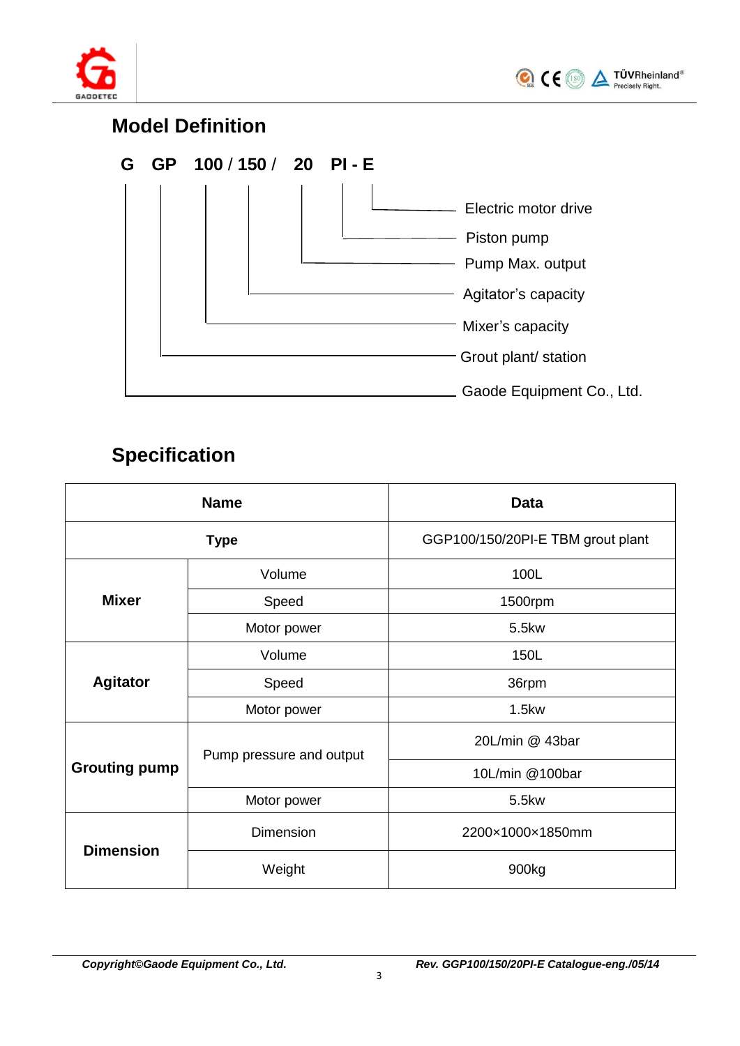## Model Definition

**G GP 100 / 150 / 20 PI - E**

- G — Gaode Equipment Co., Ltd.
- GP — Grout plant/ station
- 100 — Mixer's capacity
- 150 — Agitator's capacity
- 20 — Pump Max. output
- PI — Piston pump
- E — Electric motor drive

## Specification

| Name | | Data |
|---|---|---|
| **Type** | | GGP100/150/20PI-E TBM grout plant |
| **Mixer** | Volume | 100L |
| | Speed | 1500rpm |
| | Motor power | 5.5kw |
| **Agitator** | Volume | 150L |
| | Speed | 36rpm |
| | Motor power | 1.5kw |
| **Grouting pump** | Pump pressure and output | 20L/min @ 43bar |
| | | 10L/min @100bar |
| | Motor power | 5.5kw |
| **Dimension** | Dimension | 2200×1000×1850mm |
| | Weight | 900kg |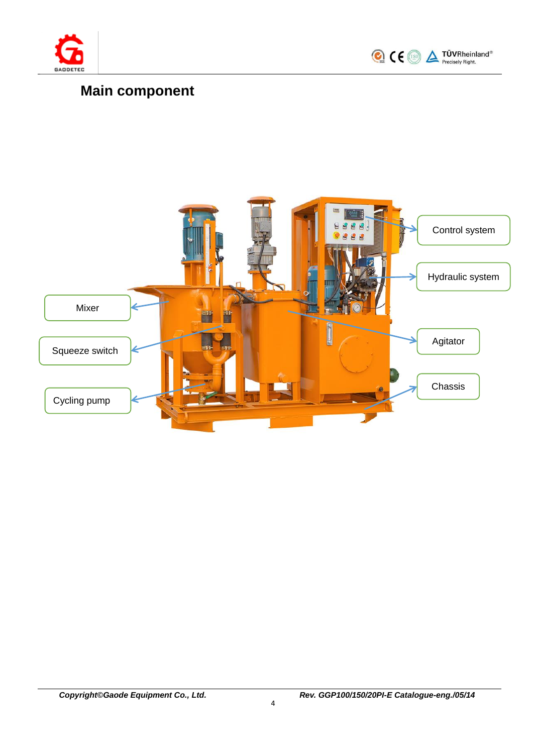## Main component

Control system

Hydraulic system

Mixer

Squeeze switch

Agitator

Cycling pump

Chassis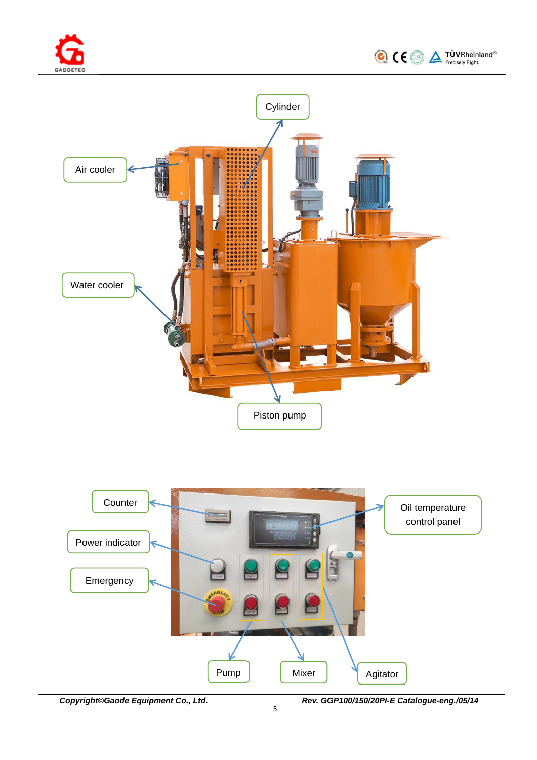Cylinder

Air cooler

Water cooler

Piston pump

Counter

Oil temperature control panel

Power indicator

Emergency

Pump

Mixer

Agitator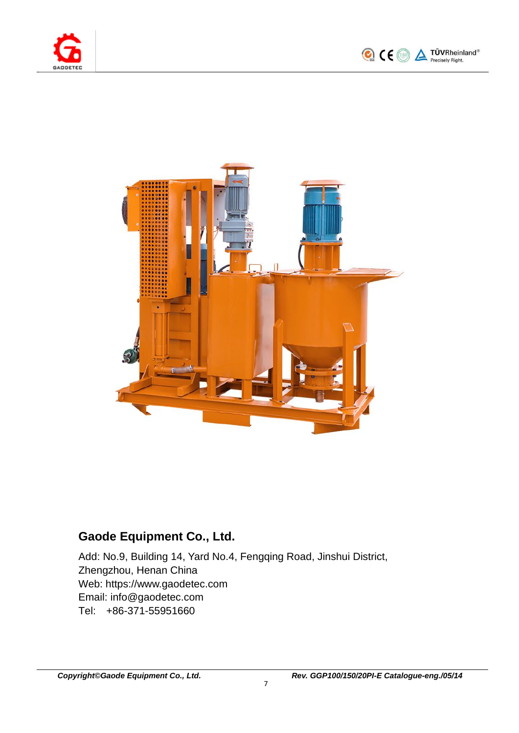## Gaode Equipment Co., Ltd.

Add: No.9, Building 14, Yard No.4, Fengqing Road, Jinshui District, Zhengzhou, Henan China
Web: https://www.gaodetec.com
Email: info@gaodetec.com
Tel: +86-371-55951660